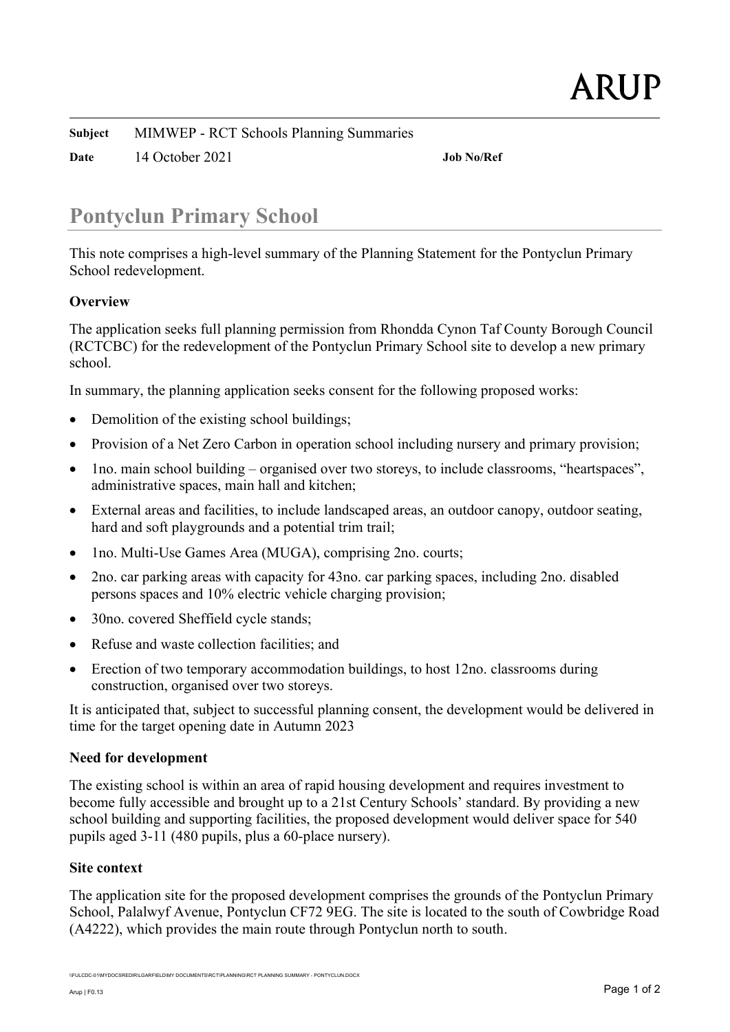**Subject** MIMWEP - RCT Schools Planning Summaries

**Date** 14 October 2021 **Job No/Ref**

# Pontyclun Primary School

This note comprises a high-level summary of the Planning Statement for the Pontyclun Primary School redevelopment.

### Overview

The application seeks full planning permission from Rhondda Cynon Taf County Borough Council (RCTCBC) for the redevelopment of the Pontyclun Primary School site to develop a new primary school.

In summary, the planning application seeks consent for the following proposed works:

- Demolition of the existing school buildings;
- Provision of a Net Zero Carbon in operation school including nursery and primary provision;
- 1no. main school building – organised over two storeys, to include classrooms, "heartspaces", administrative spaces, main hall and kitchen;
- External areas and facilities, to include landscaped areas, an outdoor canopy, outdoor seating, hard and soft playgrounds and a potential trim trail;
- 1no. Multi-Use Games Area (MUGA), comprising 2no. courts;
- 2no. car parking areas with capacity for 43no. car parking spaces, including 2no. disabled persons spaces and 10% electric vehicle charging provision;
- 30no. covered Sheffield cycle stands;
- Refuse and waste collection facilities; and
- Erection of two temporary accommodation buildings, to host 12no. classrooms during construction, organised over two storeys.

It is anticipated that, subject to successful planning consent, the development would be delivered in time for the target opening date in Autumn 2023

### Need for development

The existing school is within an area of rapid housing development and requires investment to become fully accessible and brought up to a 21st Century Schools' standard. By providing a new school building and supporting facilities, the proposed development would deliver space for 540 pupils aged 3-11 (480 pupils, plus a 60-place nursery).

### Site context

The application site for the proposed development comprises the grounds of the Pontyclun Primary School, Palalwyf Avenue, Pontyclun CF72 9EG. The site is located to the south of Cowbridge Road (A4222), which provides the main route through Pontyclun north to south.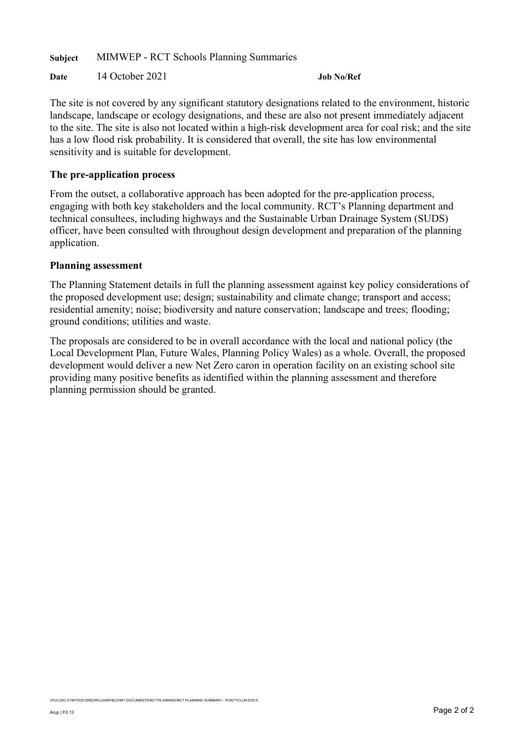The site is not covered by any significant statutory designations related to the environment, historic landscape, landscape or ecology designations, and these are also not present immediately adjacent to the site. The site is also not located within a high-risk development area for coal risk; and the site has a low flood risk probability. It is considered that overall, the site has low environmental sensitivity and is suitable for development.

### The pre-application process

From the outset, a collaborative approach has been adopted for the pre-application process, engaging with both key stakeholders and the local community. RCT's Planning department and technical consultees, including highways and the Sustainable Urban Drainage System (SUDS) officer, have been consulted with throughout design development and preparation of the planning application.

### Planning assessment

The Planning Statement details in full the planning assessment against key policy considerations of the proposed development use; design; sustainability and climate change; transport and access; residential amenity; noise; biodiversity and nature conservation; landscape and trees; flooding; ground conditions; utilities and waste.

The proposals are considered to be in overall accordance with the local and national policy (the Local Development Plan, Future Wales, Planning Policy Wales) as a whole. Overall, the proposed development would deliver a new Net Zero caron in operation facility on an existing school site providing many positive benefits as identified within the planning assessment and therefore planning permission should be granted.